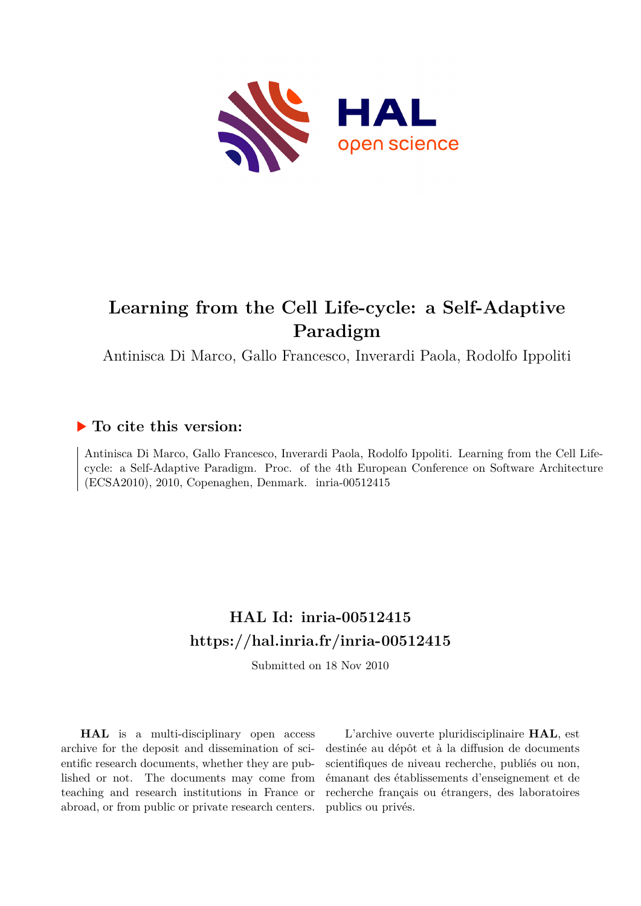# Learning from the Cell Life-cycle: a Self-Adaptive Paradigm

Antinisca Di Marco, Gallo Francesco, Inverardi Paola, Rodolfo Ippoliti

## ▶ To cite this version:

Antinisca Di Marco, Gallo Francesco, Inverardi Paola, Rodolfo Ippoliti. Learning from the Cell Life-cycle: a Self-Adaptive Paradigm. Proc. of the 4th European Conference on Software Architecture (ECSA2010), 2010, Copenaghen, Denmark. inria-00512415

## HAL Id: inria-00512415

## https://hal.inria.fr/inria-00512415

Submitted on 18 Nov 2010

**HAL** is a multi-disciplinary open access archive for the deposit and dissemination of scientific research documents, whether they are published or not. The documents may come from teaching and research institutions in France or abroad, or from public or private research centers.

L'archive ouverte pluridisciplinaire **HAL**, est destinée au dépôt et à la diffusion de documents scientifiques de niveau recherche, publiés ou non, émanant des établissements d'enseignement et de recherche français ou étrangers, des laboratoires publics ou privés.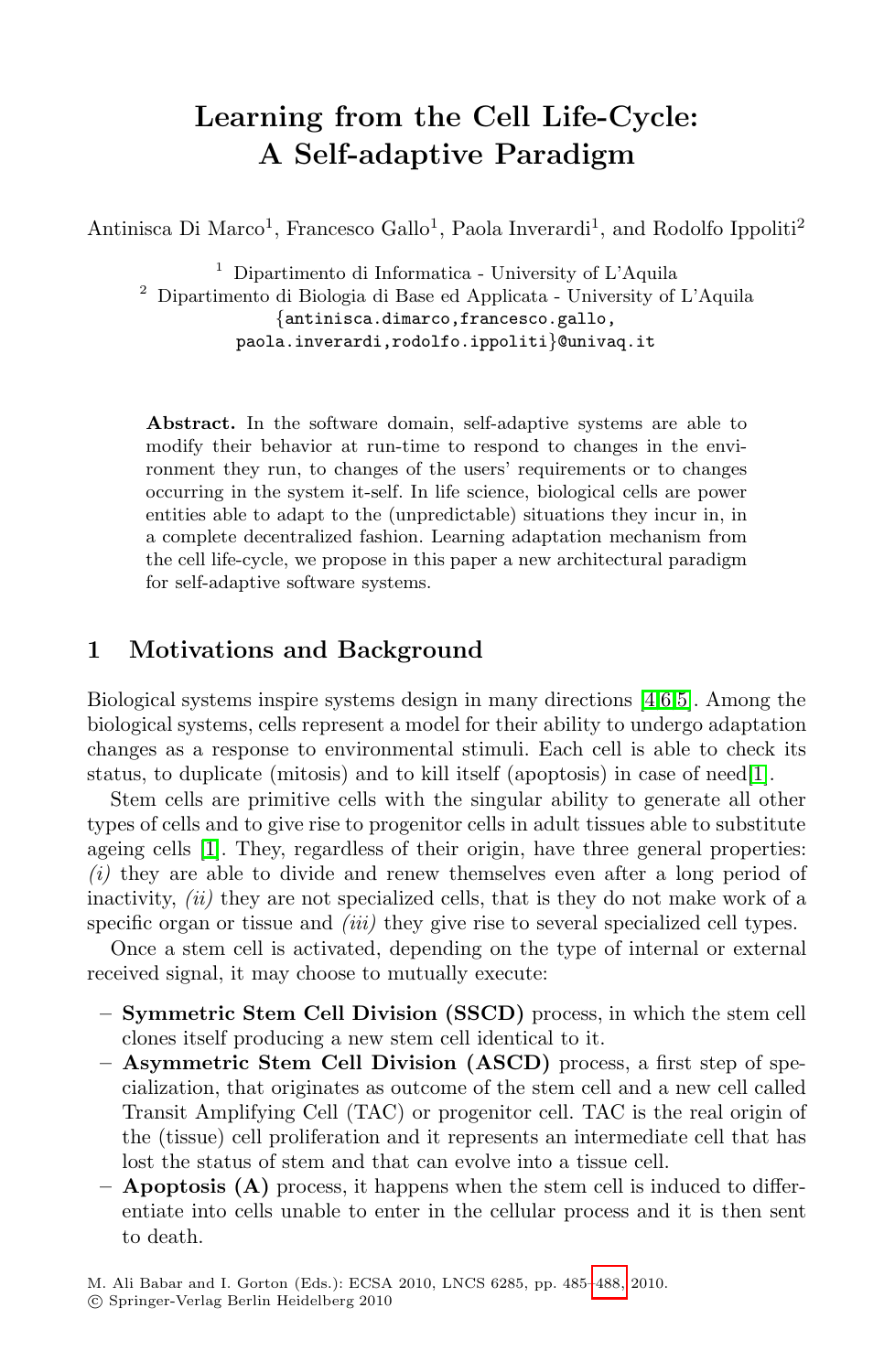# Learning from the Cell Life-Cycle: A Self-adaptive Paradigm

Antinisca Di Marco[1], Francesco Gallo[1], Paola Inverardi[1], and Rodolfo Ippoliti[2]

[1] Dipartimento di Informatica - University of L'Aquila
[2] Dipartimento di Biologia di Base ed Applicata - University of L'Aquila
{antinisca.dimarco,francesco.gallo, paola.inverardi,rodolfo.ippoliti}@univaq.it

**Abstract.** In the software domain, self-adaptive systems are able to modify their behavior at run-time to respond to changes in the environment they run, to changes of the users' requirements or to changes occurring in the system it-self. In life science, biological cells are power entities able to adapt to the (unpredictable) situations they incur in, in a complete decentralized fashion. Learning adaptation mechanism from the cell life-cycle, we propose in this paper a new architectural paradigm for self-adaptive software systems.

## 1 Motivations and Background

Biological systems inspire systems design in many directions [4,6,5]. Among the biological systems, cells represent a model for their ability to undergo adaptation changes as a response to environmental stimuli. Each cell is able to check its status, to duplicate (mitosis) and to kill itself (apoptosis) in case of need[1].

Stem cells are primitive cells with the singular ability to generate all other types of cells and to give rise to progenitor cells in adult tissues able to substitute ageing cells [1]. They, regardless of their origin, have three general properties: *(i)* they are able to divide and renew themselves even after a long period of inactivity, *(ii)* they are not specialized cells, that is they do not make work of a specific organ or tissue and *(iii)* they give rise to several specialized cell types.

Once a stem cell is activated, depending on the type of internal or external received signal, it may choose to mutually execute:

- **Symmetric Stem Cell Division (SSCD)** process, in which the stem cell clones itself producing a new stem cell identical to it.
- **Asymmetric Stem Cell Division (ASCD)** process, a first step of specialization, that originates as outcome of the stem cell and a new cell called Transit Amplifying Cell (TAC) or progenitor cell. TAC is the real origin of the (tissue) cell proliferation and it represents an intermediate cell that has lost the status of stem and that can evolve into a tissue cell.
- **Apoptosis (A)** process, it happens when the stem cell is induced to differentiate into cells unable to enter in the cellular process and it is then sent to death.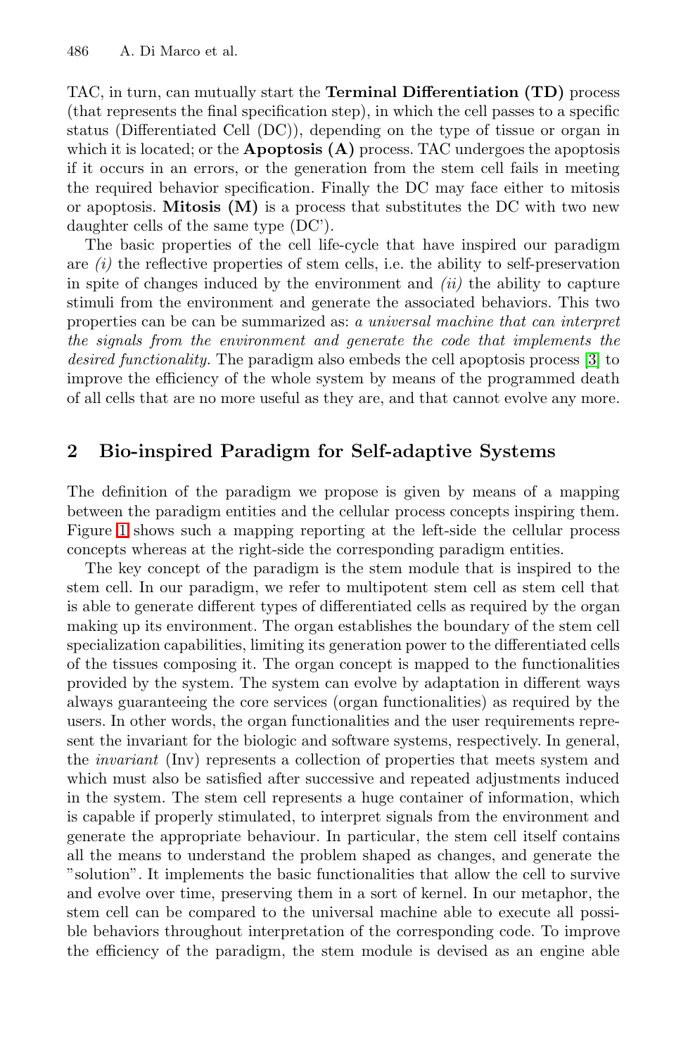TAC, in turn, can mutually start the **Terminal Differentiation (TD)** process (that represents the final specification step), in which the cell passes to a specific status (Differentiated Cell (DC)), depending on the type of tissue or organ in which it is located; or the **Apoptosis (A)** process. TAC undergoes the apoptosis if it occurs in an errors, or the generation from the stem cell fails in meeting the required behavior specification. Finally the DC may face either to mitosis or apoptosis. **Mitosis (M)** is a process that substitutes the DC with two new daughter cells of the same type (DC').

The basic properties of the cell life-cycle that have inspired our paradigm are *(i)* the reflective properties of stem cells, i.e. the ability to self-preservation in spite of changes induced by the environment and *(ii)* the ability to capture stimuli from the environment and generate the associated behaviors. This two properties can be can be summarized as: *a universal machine that can interpret the signals from the environment and generate the code that implements the desired functionality.* The paradigm also embeds the cell apoptosis process [3] to improve the efficiency of the whole system by means of the programmed death of all cells that are no more useful as they are, and that cannot evolve any more.

## 2 Bio-inspired Paradigm for Self-adaptive Systems

The definition of the paradigm we propose is given by means of a mapping between the paradigm entities and the cellular process concepts inspiring them. Figure 1 shows such a mapping reporting at the left-side the cellular process concepts whereas at the right-side the corresponding paradigm entities.

The key concept of the paradigm is the stem module that is inspired to the stem cell. In our paradigm, we refer to multipotent stem cell as stem cell that is able to generate different types of differentiated cells as required by the organ making up its environment. The organ establishes the boundary of the stem cell specialization capabilities, limiting its generation power to the differentiated cells of the tissues composing it. The organ concept is mapped to the functionalities provided by the system. The system can evolve by adaptation in different ways always guaranteeing the core services (organ functionalities) as required by the users. In other words, the organ functionalities and the user requirements represent the invariant for the biologic and software systems, respectively. In general, the *invariant* (Inv) represents a collection of properties that meets system and which must also be satisfied after successive and repeated adjustments induced in the system. The stem cell represents a huge container of information, which is capable if properly stimulated, to interpret signals from the environment and generate the appropriate behaviour. In particular, the stem cell itself contains all the means to understand the problem shaped as changes, and generate the "solution". It implements the basic functionalities that allow the cell to survive and evolve over time, preserving them in a sort of kernel. In our metaphor, the stem cell can be compared to the universal machine able to execute all possible behaviors throughout interpretation of the corresponding code. To improve the efficiency of the paradigm, the stem module is devised as an engine able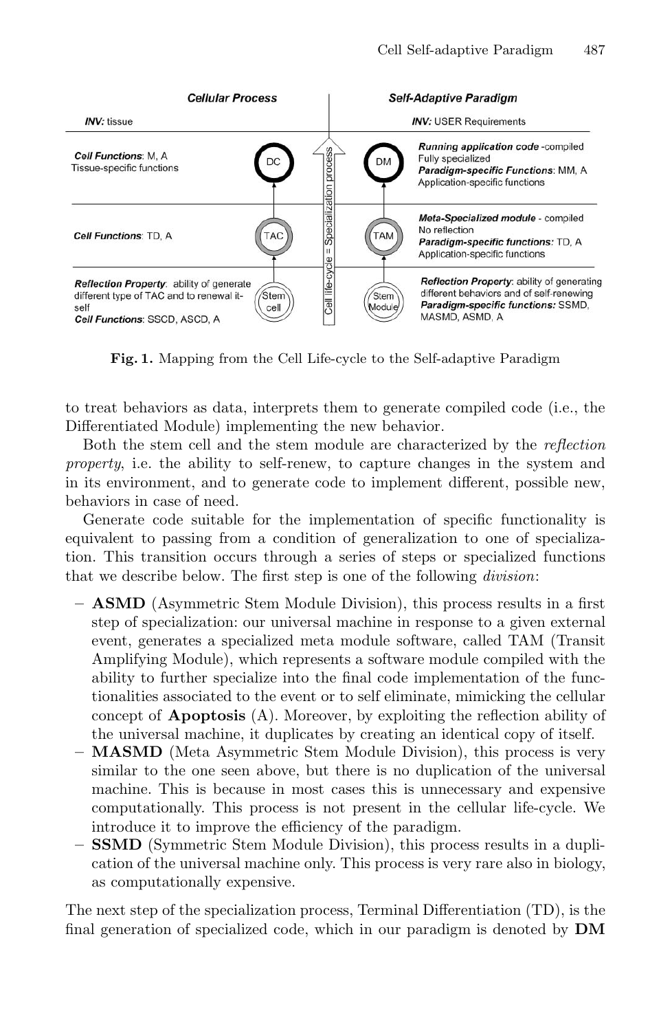Cellular Process

Self-Adaptive Paradigm

*INV:* tissue

*INV:* USER Requirements

***Cell Functions***: M, A
Tissue-specific functions

DC

DM

***Running application code*** -compiled
Fully specialized
***Paradigm-specific Functions***: MM, A
Application-specific functions

***Cell Functions***: TD, A

TAC

TAM

***Meta-Specialized module*** - compiled
No reflection
***Paradigm-specific functions:*** TD, A
Application-specific functions

***Reflection Property***: ability of generate different type of TAC and to renewal it-self
***Cell Functions***: SSCD, ASCD, A

Stem cell

Stem Module

***Reflection Property***: ability of generating different behaviors and of self-renewing
***Paradigm-specific functions:*** SSMD, MASMD, ASMD, A

Cell life-cycle = Specialization process

**Fig. 1.** Mapping from the Cell Life-cycle to the Self-adaptive Paradigm

to treat behaviors as data, interprets them to generate compiled code (i.e., the Differentiated Module) implementing the new behavior.

Both the stem cell and the stem module are characterized by the *reflection property*, i.e. the ability to self-renew, to capture changes in the system and in its environment, and to generate code to implement different, possible new, behaviors in case of need.

Generate code suitable for the implementation of specific functionality is equivalent to passing from a condition of generalization to one of specialization. This transition occurs through a series of steps or specialized functions that we describe below. The first step is one of the following *division*:

- **ASMD** (Asymmetric Stem Module Division), this process results in a first step of specialization: our universal machine in response to a given external event, generates a specialized meta module software, called TAM (Transit Amplifying Module), which represents a software module compiled with the ability to further specialize into the final code implementation of the functionalities associated to the event or to self eliminate, mimicking the cellular concept of **Apoptosis** (A). Moreover, by exploiting the reflection ability of the universal machine, it duplicates by creating an identical copy of itself.
- **MASMD** (Meta Asymmetric Stem Module Division), this process is very similar to the one seen above, but there is no duplication of the universal machine. This is because in most cases this is unnecessary and expensive computationally. This process is not present in the cellular life-cycle. We introduce it to improve the efficiency of the paradigm.
- **SSMD** (Symmetric Stem Module Division), this process results in a duplication of the universal machine only. This process is very rare also in biology, as computationally expensive.

The next step of the specialization process, Terminal Differentiation (TD), is the final generation of specialized code, which in our paradigm is denoted by **DM**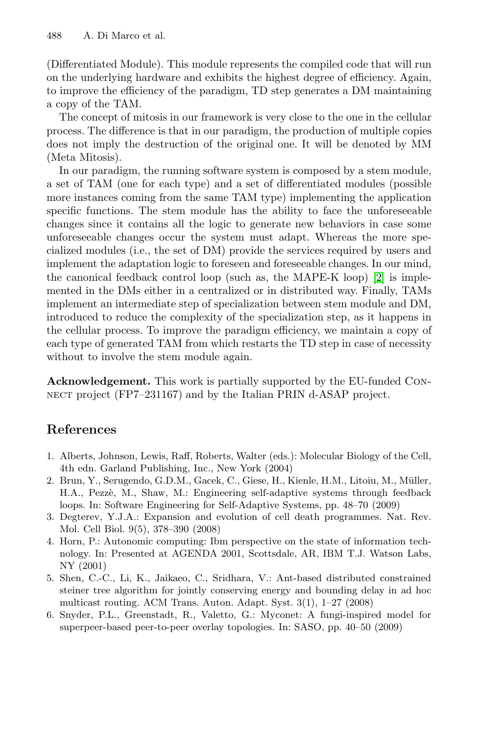(Differentiated Module). This module represents the compiled code that will run on the underlying hardware and exhibits the highest degree of efficiency. Again, to improve the efficiency of the paradigm, TD step generates a DM maintaining a copy of the TAM.

The concept of mitosis in our framework is very close to the one in the cellular process. The difference is that in our paradigm, the production of multiple copies does not imply the destruction of the original one. It will be denoted by MM (Meta Mitosis).

In our paradigm, the running software system is composed by a stem module, a set of TAM (one for each type) and a set of differentiated modules (possible more instances coming from the same TAM type) implementing the application specific functions. The stem module has the ability to face the unforeseeable changes since it contains all the logic to generate new behaviors in case some unforeseeable changes occur the system must adapt. Whereas the more specialized modules (i.e., the set of DM) provide the services required by users and implement the adaptation logic to foreseen and foreseeable changes. In our mind, the canonical feedback control loop (such as, the MAPE-K loop) [2] is implemented in the DMs either in a centralized or in distributed way. Finally, TAMs implement an intermediate step of specialization between stem module and DM, introduced to reduce the complexity of the specialization step, as it happens in the cellular process. To improve the paradigm efficiency, we maintain a copy of each type of generated TAM from which restarts the TD step in case of necessity without to involve the stem module again.

**Acknowledgement.** This work is partially supported by the EU-funded Connect project (FP7–231167) and by the Italian PRIN d-ASAP project.

## References

1. Alberts, Johnson, Lewis, Raff, Roberts, Walter (eds.): Molecular Biology of the Cell, 4th edn. Garland Publishing, Inc., New York (2004)
2. Brun, Y., Serugendo, G.D.M., Gacek, C., Giese, H., Kienle, H.M., Litoiu, M., Müller, H.A., Pezzè, M., Shaw, M.: Engineering self-adaptive systems through feedback loops. In: Software Engineering for Self-Adaptive Systems, pp. 48–70 (2009)
3. Degterev, Y.J.A.: Expansion and evolution of cell death programmes. Nat. Rev. Mol. Cell Biol. 9(5), 378–390 (2008)
4. Horn, P.: Autonomic computing: Ibm perspective on the state of information technology. In: Presented at AGENDA 2001, Scottsdale, AR, IBM T.J. Watson Labs, NY (2001)
5. Shen, C.-C., Li, K., Jaikaeo, C., Sridhara, V.: Ant-based distributed constrained steiner tree algorithm for jointly conserving energy and bounding delay in ad hoc multicast routing. ACM Trans. Auton. Adapt. Syst. 3(1), 1–27 (2008)
6. Snyder, P.L., Greenstadt, R., Valetto, G.: Myconet: A fungi-inspired model for superpeer-based peer-to-peer overlay topologies. In: SASO, pp. 40–50 (2009)